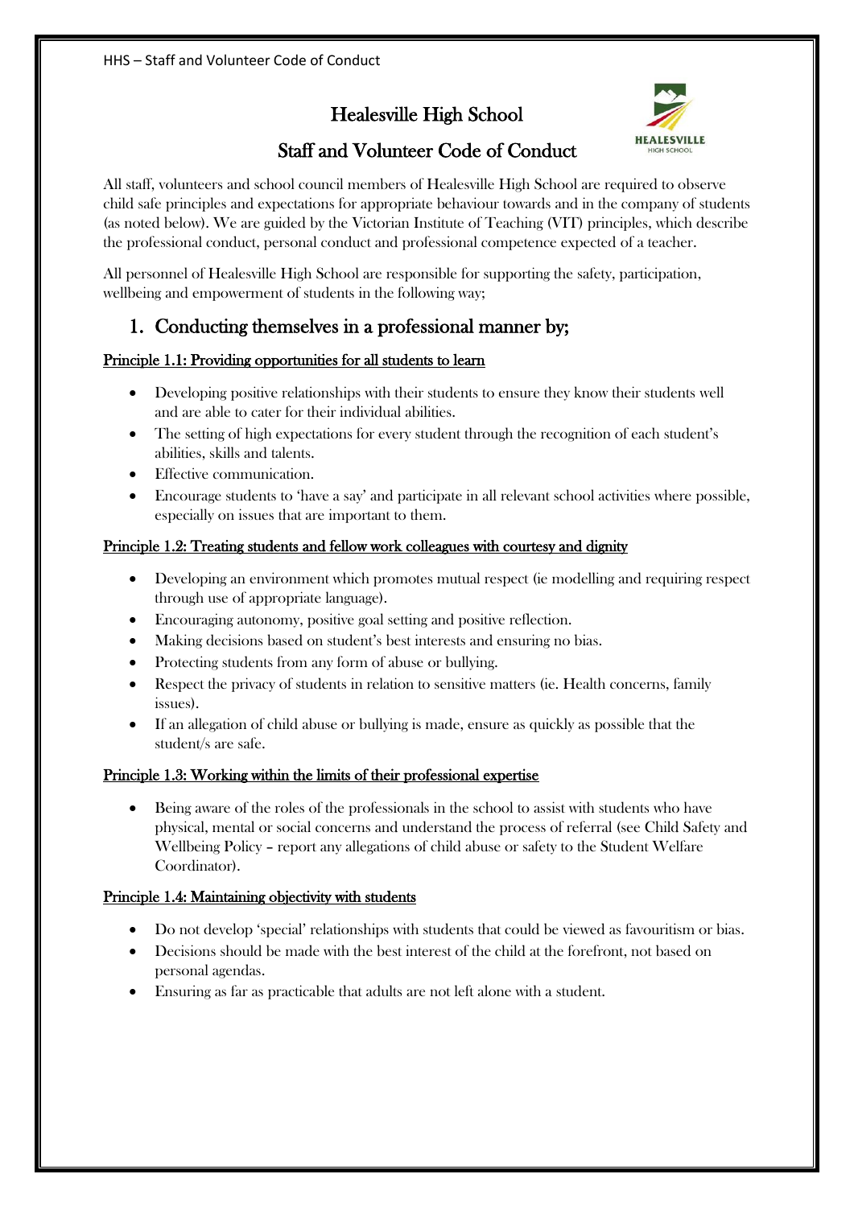# Healesville High School

## Staff and Volunteer Code of Conduct

All staff, volunteers and school council members of Healesville High School are required to observe child safe principles and expectations for appropriate behaviour towards and in the company of students (as noted below). We are guided by the Victorian Institute of Teaching (VIT) principles, which describe the professional conduct, personal conduct and professional competence expected of a teacher.

All personnel of Healesville High School are responsible for supporting the safety, participation, wellbeing and empowerment of students in the following way;

## 1. Conducting themselves in a professional manner by;

**Principle 1.1: Providing opportunities for all students to learn**

- Developing positive relationships with their students to ensure they know their students well and are able to cater for their individual abilities.
- The setting of high expectations for every student through the recognition of each student's abilities, skills and talents.
- Effective communication.
- Encourage students to 'have a say' and participate in all relevant school activities where possible, especially on issues that are important to them.

**Principle 1.2: Treating students and fellow work colleagues with courtesy and dignity**

- Developing an environment which promotes mutual respect (ie modelling and requiring respect through use of appropriate language).
- Encouraging autonomy, positive goal setting and positive reflection.
- Making decisions based on student's best interests and ensuring no bias.
- Protecting students from any form of abuse or bullying.
- Respect the privacy of students in relation to sensitive matters (ie. Health concerns, family issues).
- If an allegation of child abuse or bullying is made, ensure as quickly as possible that the student/s are safe.

**Principle 1.3: Working within the limits of their professional expertise**

- Being aware of the roles of the professionals in the school to assist with students who have physical, mental or social concerns and understand the process of referral (see Child Safety and Wellbeing Policy – report any allegations of child abuse or safety to the Student Welfare Coordinator).

**Principle 1.4: Maintaining objectivity with students**

- Do not develop 'special' relationships with students that could be viewed as favouritism or bias.
- Decisions should be made with the best interest of the child at the forefront, not based on personal agendas.
- Ensuring as far as practicable that adults are not left alone with a student.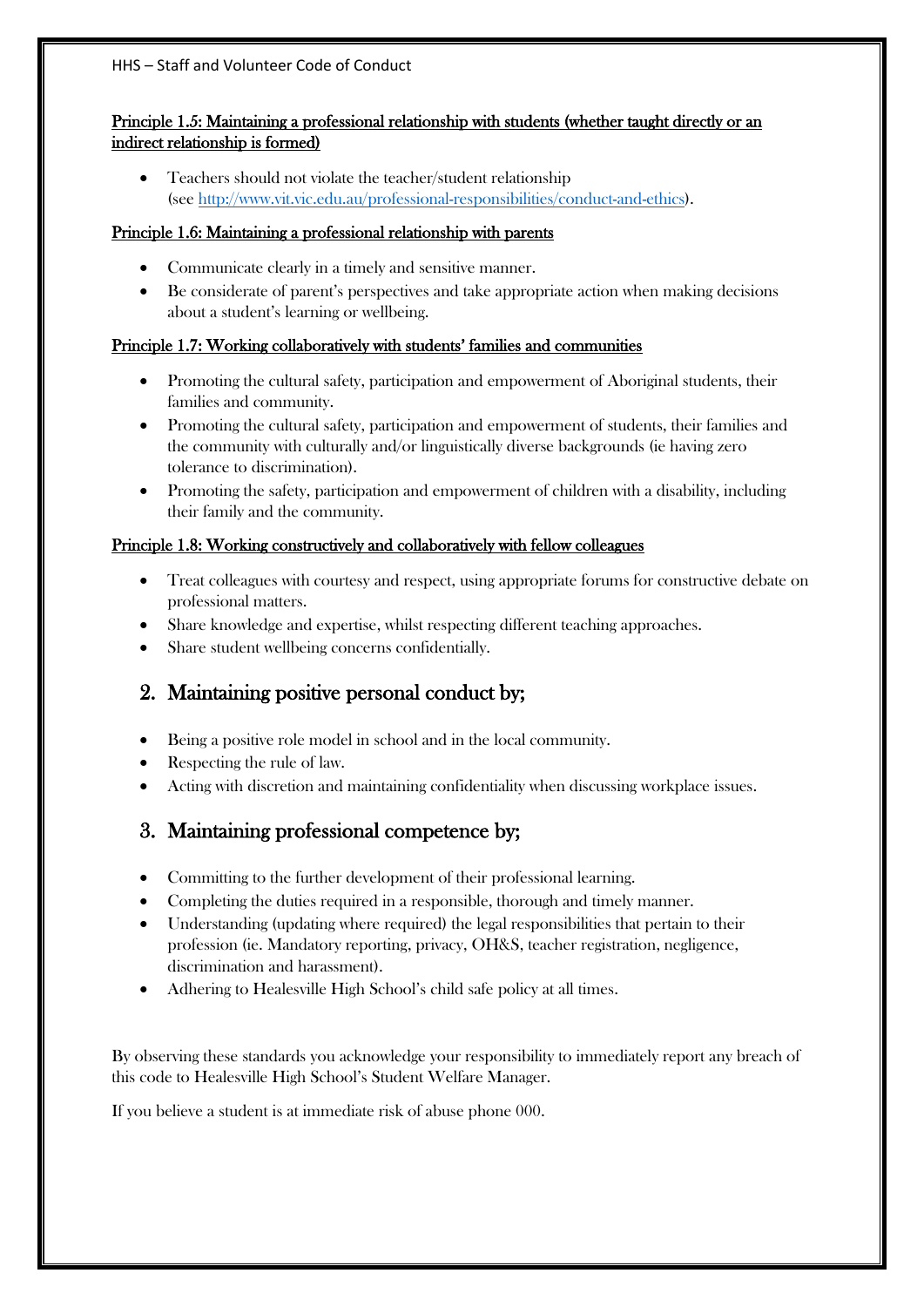**Principle 1.5: Maintaining a professional relationship with students (whether taught directly or an indirect relationship is formed)**

- Teachers should not violate the teacher/student relationship (see http://www.vit.vic.edu.au/professional-responsibilities/conduct-and-ethics).

**Principle 1.6: Maintaining a professional relationship with parents**

- Communicate clearly in a timely and sensitive manner.
- Be considerate of parent's perspectives and take appropriate action when making decisions about a student's learning or wellbeing.

**Principle 1.7: Working collaboratively with students' families and communities**

- Promoting the cultural safety, participation and empowerment of Aboriginal students, their families and community.
- Promoting the cultural safety, participation and empowerment of students, their families and the community with culturally and/or linguistically diverse backgrounds (ie having zero tolerance to discrimination).
- Promoting the safety, participation and empowerment of children with a disability, including their family and the community.

**Principle 1.8: Working constructively and collaboratively with fellow colleagues**

- Treat colleagues with courtesy and respect, using appropriate forums for constructive debate on professional matters.
- Share knowledge and expertise, whilst respecting different teaching approaches.
- Share student wellbeing concerns confidentially.

## 2. Maintaining positive personal conduct by;

- Being a positive role model in school and in the local community.
- Respecting the rule of law.
- Acting with discretion and maintaining confidentiality when discussing workplace issues.

## 3. Maintaining professional competence by;

- Committing to the further development of their professional learning.
- Completing the duties required in a responsible, thorough and timely manner.
- Understanding (updating where required) the legal responsibilities that pertain to their profession (ie. Mandatory reporting, privacy, OH&S, teacher registration, negligence, discrimination and harassment).
- Adhering to Healesville High School's child safe policy at all times.

By observing these standards you acknowledge your responsibility to immediately report any breach of this code to Healesville High School's Student Welfare Manager.

If you believe a student is at immediate risk of abuse phone 000.